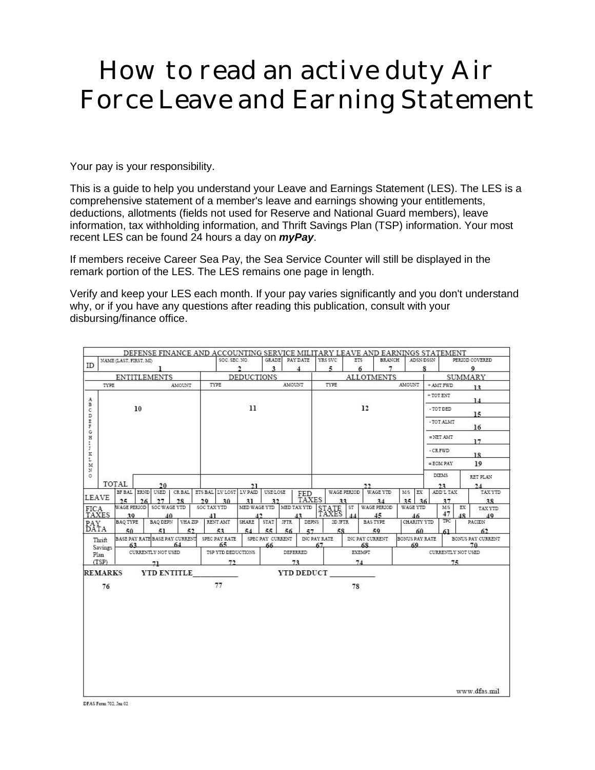# How to read an active duty Air Force Leave and Earning Statement

Your pay is your responsibility.

This is a guide to help you understand your Leave and Earnings Statement (LES). The LES is a comprehensive statement of a member's leave and earnings showing your entitlements, deductions, allotments (fields not used for Reserve and National Guard members), leave information, tax withholding information, and Thrift Savings Plan (TSP) information. Your most recent LES can be found 24 hours a day on ***myPay***.

If members receive Career Sea Pay, the Sea Service Counter will still be displayed in the remark portion of the LES. The LES remains one page in length.

Verify and keep your LES each month. If your pay varies significantly and you don't understand why, or if you have any questions after reading this publication, consult with your disbursing/finance office.

**DEFENSE FINANCE AND ACCOUNTING SERVICE MILITARY LEAVE AND EARNINGS STATEMENT**

| ID | NAME (LAST, FIRST, MI) | SOC. SEC. NO. | GRADE | PAY DATE | YRS SVC | ETS | BRANCH | ADSN/DSSN | PERIOD COVERED |
|---|---|---|---|---|---|---|---|---|---|
| | 1 | 2 | 3 | 4 | 5 | 6 | 7 | 8 | 9 |

| | ENTITLEMENTS | DEDUCTIONS | ALLOTMENTS | SUMMARY | |
|---|---|---|---|---|---|
| | TYPE / AMOUNT | TYPE / AMOUNT | TYPE / AMOUNT | + AMT FWD | 13 |
| A–O | 10 | 11 | 12 | + TOT ENT | 14 |
| | | | | - TOT DED | 15 |
| | | | | - TOT ALMT | 16 |
| | | | | = NET AMT | 17 |
| | | | | - CR FWD | 18 |
| | | | | = EOM PAY | 19 |
| | | | | DIEMS | RET PLAN |
| TOTAL | 20 | 21 | 22 | 23 | 24 |

| LEAVE | BF BAL | ERND | USED | CR BAL | ETS BAL | LV LOST | LV PAID | USE/LOSE | FED TAXES | WAGE PERIOD | WAGE YTD | M/S | EX | ADD'L TAX | TAX YTD |
|---|---|---|---|---|---|---|---|---|---|---|---|---|---|---|---|
| | 25 | 26 | 27 | 28 | 29 | 30 | 31 | 32 | | 33 | 34 | 35 | 36 | 37 | 38 |

| FICA TAXES | WAGE PERIOD | SOC WAGE YTD | SOC TAX YTD | MED WAGE YTD | MED TAX YTD | STATE TAXES | ST | WAGE PERIOD | WAGE YTD | M/S | EX | TAX YTD |
|---|---|---|---|---|---|---|---|---|---|---|---|---|
| | 39 | 40 | 41 | 42 | 43 | | 44 | 45 | 46 | 47 | 48 | 49 |

| PAY DATA | BAQ TYPE | BAQ DEPN | VHA ZIP | RENT AMT | SHARE | STAT | JFTR | DEPNS | 2D JFTR | BAS TYPE | CHARITY YTD | TPC | PACIDN |
|---|---|---|---|---|---|---|---|---|---|---|---|---|---|
| | 50 | 51 | 52 | 53 | 54 | 55 | 56 | 57 | 58 | 59 | 60 | 61 | 62 |

| Thrift Savings Plan (TSP) | BASE PAY RATE | BASE PAY CURRENT | SPEC PAY RATE | SPEC PAY CURRENT | INC PAY RATE | INC PAY CURRENT | BONUS PAY RATE | BONUS PAY CURRENT |
|---|---|---|---|---|---|---|---|---|
| | 63 | 64 | 65 | 66 | 67 | 68 | 69 | 70 |
| | CURRENTLY NOT USED | | TSP YTD DEDUCTIONS | DEFERRED | | EXEMPT | CURRENTLY NOT USED | |
| | 71 | | 72 | 73 | | 74 | 75 | |

| REMARKS | YTD ENTITLE | YTD DEDUCT |
|---|---|---|
| 76 | 77 | 78 |

www.dfas.mil

DFAS Form 702, Jan 02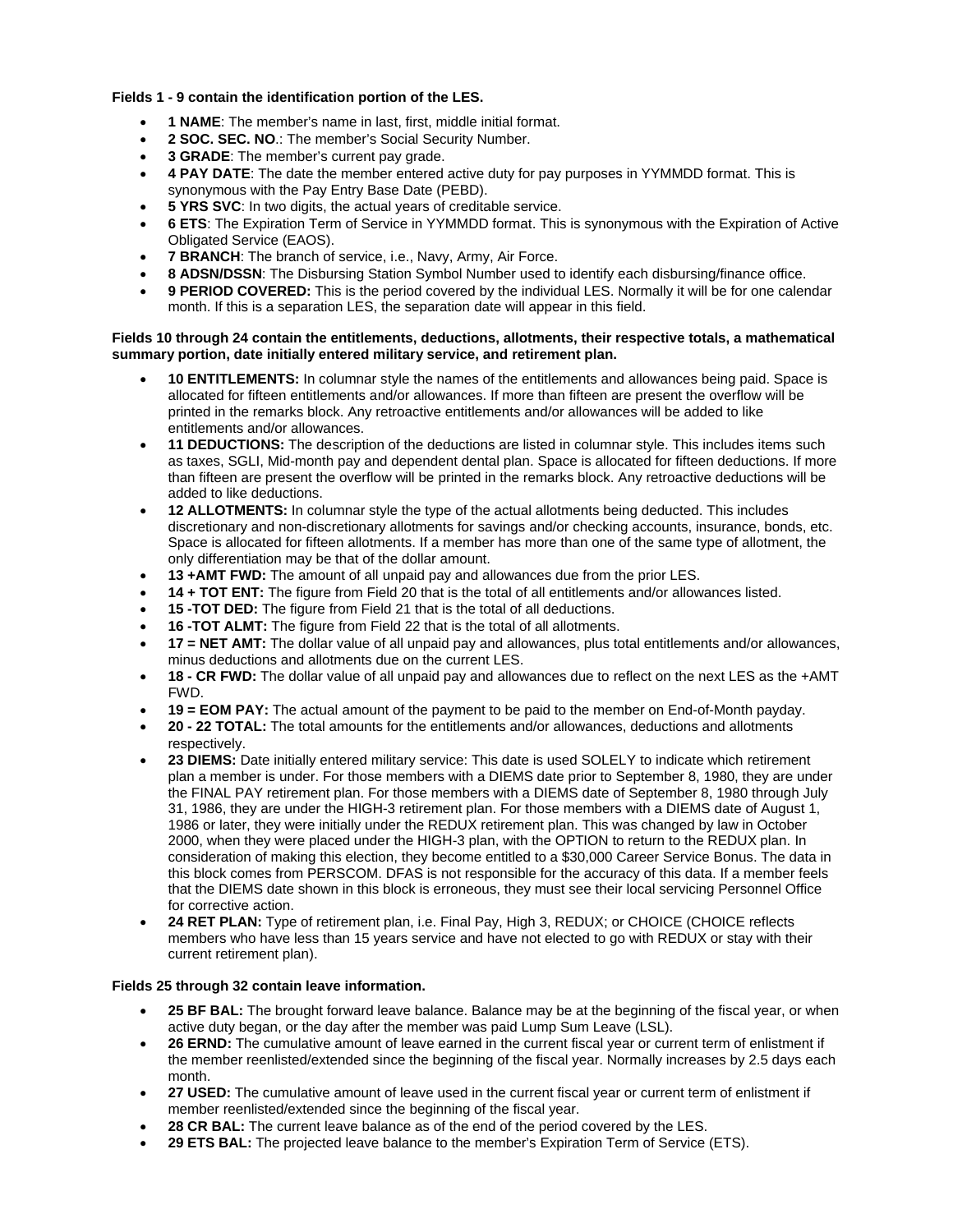**Fields 1 - 9 contain the identification portion of the LES.**

- **1 NAME**: The member's name in last, first, middle initial format.
- **2 SOC. SEC. NO**.: The member's Social Security Number.
- **3 GRADE**: The member's current pay grade.
- **4 PAY DATE**: The date the member entered active duty for pay purposes in YYMMDD format. This is synonymous with the Pay Entry Base Date (PEBD).
- **5 YRS SVC**: In two digits, the actual years of creditable service.
- **6 ETS**: The Expiration Term of Service in YYMMDD format. This is synonymous with the Expiration of Active Obligated Service (EAOS).
- **7 BRANCH**: The branch of service, i.e., Navy, Army, Air Force.
- **8 ADSN/DSSN**: The Disbursing Station Symbol Number used to identify each disbursing/finance office.
- **9 PERIOD COVERED:** This is the period covered by the individual LES. Normally it will be for one calendar month. If this is a separation LES, the separation date will appear in this field.

**Fields 10 through 24 contain the entitlements, deductions, allotments, their respective totals, a mathematical summary portion, date initially entered military service, and retirement plan.**

- **10 ENTITLEMENTS:** In columnar style the names of the entitlements and allowances being paid. Space is allocated for fifteen entitlements and/or allowances. If more than fifteen are present the overflow will be printed in the remarks block. Any retroactive entitlements and/or allowances will be added to like entitlements and/or allowances.
- **11 DEDUCTIONS:** The description of the deductions are listed in columnar style. This includes items such as taxes, SGLI, Mid-month pay and dependent dental plan. Space is allocated for fifteen deductions. If more than fifteen are present the overflow will be printed in the remarks block. Any retroactive deductions will be added to like deductions.
- **12 ALLOTMENTS:** In columnar style the type of the actual allotments being deducted. This includes discretionary and non-discretionary allotments for savings and/or checking accounts, insurance, bonds, etc. Space is allocated for fifteen allotments. If a member has more than one of the same type of allotment, the only differentiation may be that of the dollar amount.
- **13 +AMT FWD:** The amount of all unpaid pay and allowances due from the prior LES.
- **14 + TOT ENT:** The figure from Field 20 that is the total of all entitlements and/or allowances listed.
- **15 -TOT DED:** The figure from Field 21 that is the total of all deductions.
- **16 -TOT ALMT:** The figure from Field 22 that is the total of all allotments.
- **17 = NET AMT:** The dollar value of all unpaid pay and allowances, plus total entitlements and/or allowances, minus deductions and allotments due on the current LES.
- **18 - CR FWD:** The dollar value of all unpaid pay and allowances due to reflect on the next LES as the +AMT FWD.
- **19 = EOM PAY:** The actual amount of the payment to be paid to the member on End-of-Month payday.
- **20 - 22 TOTAL:** The total amounts for the entitlements and/or allowances, deductions and allotments respectively.
- **23 DIEMS:** Date initially entered military service: This date is used SOLELY to indicate which retirement plan a member is under. For those members with a DIEMS date prior to September 8, 1980, they are under the FINAL PAY retirement plan. For those members with a DIEMS date of September 8, 1980 through July 31, 1986, they are under the HIGH-3 retirement plan. For those members with a DIEMS date of August 1, 1986 or later, they were initially under the REDUX retirement plan. This was changed by law in October 2000, when they were placed under the HIGH-3 plan, with the OPTION to return to the REDUX plan. In consideration of making this election, they become entitled to a $30,000 Career Service Bonus. The data in this block comes from PERSCOM. DFAS is not responsible for the accuracy of this data. If a member feels that the DIEMS date shown in this block is erroneous, they must see their local servicing Personnel Office for corrective action.
- **24 RET PLAN:** Type of retirement plan, i.e. Final Pay, High 3, REDUX; or CHOICE (CHOICE reflects members who have less than 15 years service and have not elected to go with REDUX or stay with their current retirement plan).

**Fields 25 through 32 contain leave information.**

- **25 BF BAL:** The brought forward leave balance. Balance may be at the beginning of the fiscal year, or when active duty began, or the day after the member was paid Lump Sum Leave (LSL).
- **26 ERND:** The cumulative amount of leave earned in the current fiscal year or current term of enlistment if the member reenlisted/extended since the beginning of the fiscal year. Normally increases by 2.5 days each month.
- **27 USED:** The cumulative amount of leave used in the current fiscal year or current term of enlistment if member reenlisted/extended since the beginning of the fiscal year.
- **28 CR BAL:** The current leave balance as of the end of the period covered by the LES.
- **29 ETS BAL:** The projected leave balance to the member's Expiration Term of Service (ETS).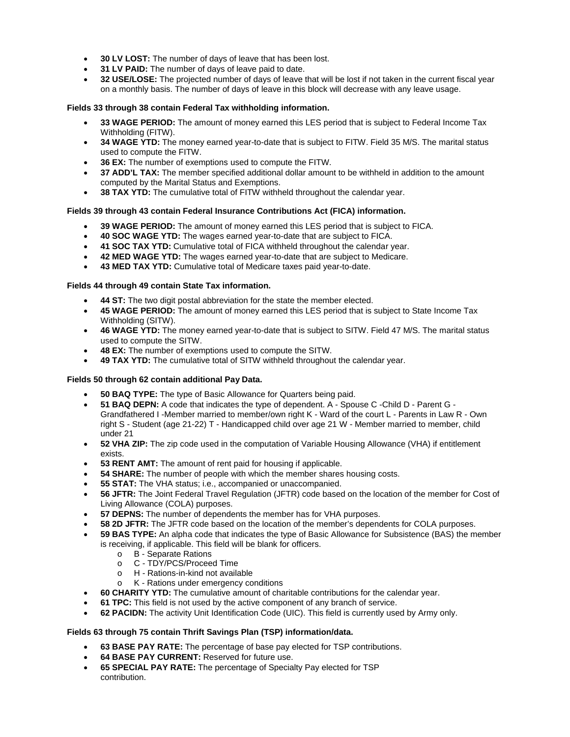- **30 LV LOST:** The number of days of leave that has been lost.
- **31 LV PAID:** The number of days of leave paid to date.
- **32 USE/LOSE:** The projected number of days of leave that will be lost if not taken in the current fiscal year on a monthly basis. The number of days of leave in this block will decrease with any leave usage.

**Fields 33 through 38 contain Federal Tax withholding information.**

- **33 WAGE PERIOD:** The amount of money earned this LES period that is subject to Federal Income Tax Withholding (FITW).
- **34 WAGE YTD:** The money earned year-to-date that is subject to FITW. Field 35 M/S. The marital status used to compute the FITW.
- **36 EX:** The number of exemptions used to compute the FITW.
- **37 ADD'L TAX:** The member specified additional dollar amount to be withheld in addition to the amount computed by the Marital Status and Exemptions.
- **38 TAX YTD:** The cumulative total of FITW withheld throughout the calendar year.

**Fields 39 through 43 contain Federal Insurance Contributions Act (FICA) information.**

- **39 WAGE PERIOD:** The amount of money earned this LES period that is subject to FICA.
- **40 SOC WAGE YTD:** The wages earned year-to-date that are subject to FICA.
- **41 SOC TAX YTD:** Cumulative total of FICA withheld throughout the calendar year.
- **42 MED WAGE YTD:** The wages earned year-to-date that are subject to Medicare.
- **43 MED TAX YTD:** Cumulative total of Medicare taxes paid year-to-date.

**Fields 44 through 49 contain State Tax information.**

- **44 ST:** The two digit postal abbreviation for the state the member elected.
- **45 WAGE PERIOD:** The amount of money earned this LES period that is subject to State Income Tax Withholding (SITW).
- **46 WAGE YTD:** The money earned year-to-date that is subject to SITW. Field 47 M/S. The marital status used to compute the SITW.
- **48 EX:** The number of exemptions used to compute the SITW.
- **49 TAX YTD:** The cumulative total of SITW withheld throughout the calendar year.

**Fields 50 through 62 contain additional Pay Data.**

- **50 BAQ TYPE:** The type of Basic Allowance for Quarters being paid.
- **51 BAQ DEPN:** A code that indicates the type of dependent. A - Spouse C -Child D - Parent G - Grandfathered I -Member married to member/own right K - Ward of the court L - Parents in Law R - Own right S - Student (age 21-22) T - Handicapped child over age 21 W - Member married to member, child under 21
- **52 VHA ZIP:** The zip code used in the computation of Variable Housing Allowance (VHA) if entitlement exists.
- **53 RENT AMT:** The amount of rent paid for housing if applicable.
- **54 SHARE:** The number of people with which the member shares housing costs.
- **55 STAT:** The VHA status; i.e., accompanied or unaccompanied.
- **56 JFTR:** The Joint Federal Travel Regulation (JFTR) code based on the location of the member for Cost of Living Allowance (COLA) purposes.
- **57 DEPNS:** The number of dependents the member has for VHA purposes.
- **58 2D JFTR:** The JFTR code based on the location of the member's dependents for COLA purposes.
- **59 BAS TYPE:** An alpha code that indicates the type of Basic Allowance for Subsistence (BAS) the member is receiving, if applicable. This field will be blank for officers.
  - B - Separate Rations
  - C - TDY/PCS/Proceed Time
  - H - Rations-in-kind not available
  - K - Rations under emergency conditions
- **60 CHARITY YTD:** The cumulative amount of charitable contributions for the calendar year.
- **61 TPC:** This field is not used by the active component of any branch of service.
- **62 PACIDN:** The activity Unit Identification Code (UIC). This field is currently used by Army only.

**Fields 63 through 75 contain Thrift Savings Plan (TSP) information/data.**

- **63 BASE PAY RATE:** The percentage of base pay elected for TSP contributions.
- **64 BASE PAY CURRENT:** Reserved for future use.
- **65 SPECIAL PAY RATE:** The percentage of Specialty Pay elected for TSP contribution.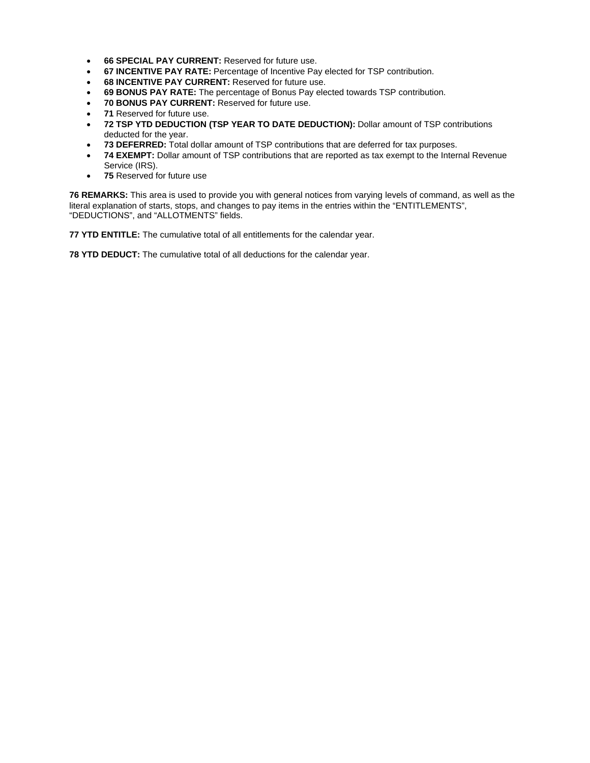- **66 SPECIAL PAY CURRENT:** Reserved for future use.
- **67 INCENTIVE PAY RATE:** Percentage of Incentive Pay elected for TSP contribution.
- **68 INCENTIVE PAY CURRENT:** Reserved for future use.
- **69 BONUS PAY RATE:** The percentage of Bonus Pay elected towards TSP contribution.
- **70 BONUS PAY CURRENT:** Reserved for future use.
- **71** Reserved for future use.
- **72 TSP YTD DEDUCTION (TSP YEAR TO DATE DEDUCTION):** Dollar amount of TSP contributions deducted for the year.
- **73 DEFERRED:** Total dollar amount of TSP contributions that are deferred for tax purposes.
- **74 EXEMPT:** Dollar amount of TSP contributions that are reported as tax exempt to the Internal Revenue Service (IRS).
- **75** Reserved for future use

**76 REMARKS:** This area is used to provide you with general notices from varying levels of command, as well as the literal explanation of starts, stops, and changes to pay items in the entries within the "ENTITLEMENTS", "DEDUCTIONS", and "ALLOTMENTS" fields.

**77 YTD ENTITLE:** The cumulative total of all entitlements for the calendar year.

**78 YTD DEDUCT:** The cumulative total of all deductions for the calendar year.